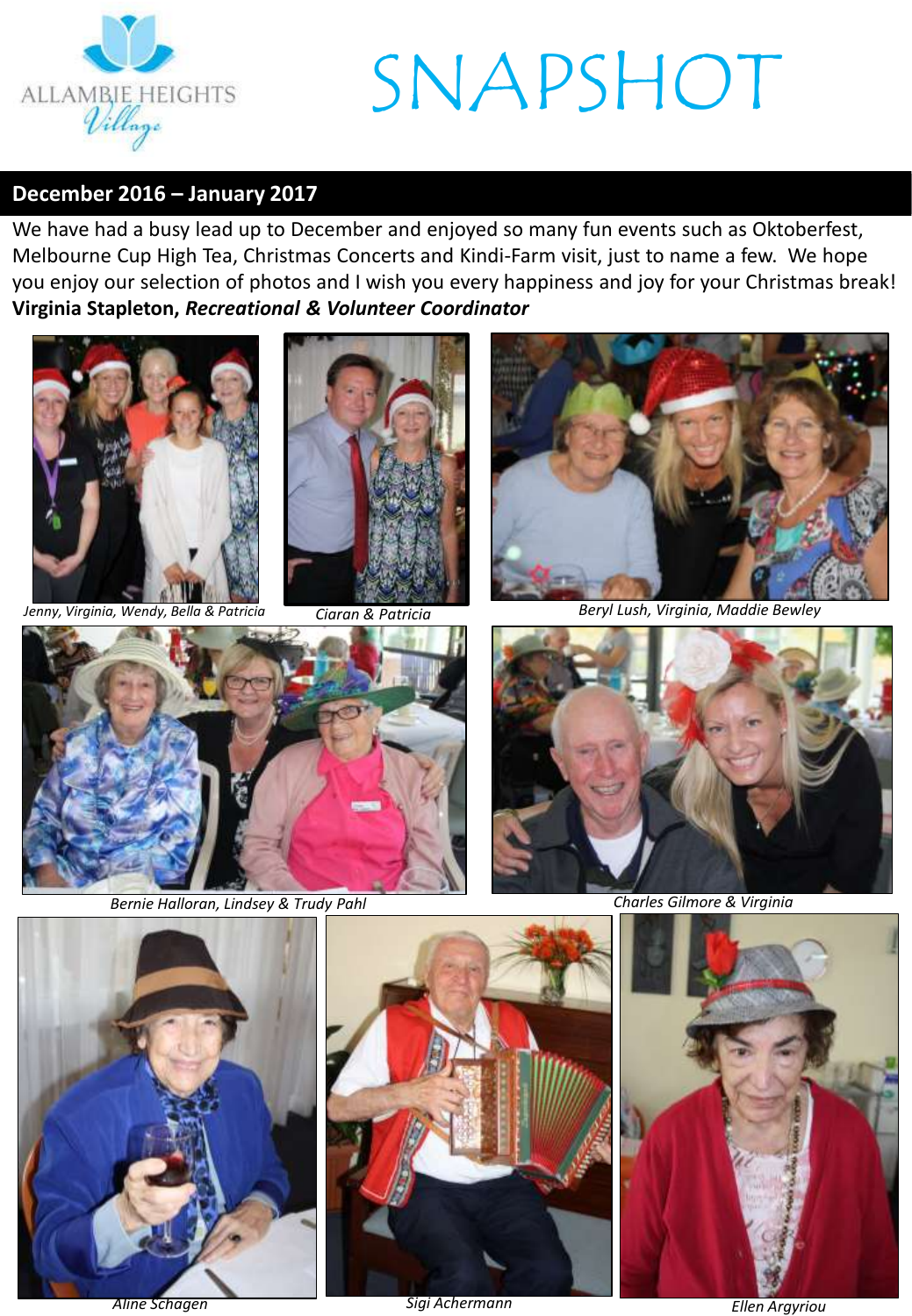ALLAMBIE HEIGHTS Village

# SNAPSHOT

## December 2016 – January 2017

We have had a busy lead up to December and enjoyed so many fun events such as Oktoberfest, Melbourne Cup High Tea, Christmas Concerts and Kindi-Farm visit, just to name a few. We hope you enjoy our selection of photos and I wish you every happiness and joy for your Christmas break!
**Virginia Stapleton, *Recreational & Volunteer Coordinator***

*Jenny, Virginia, Wendy, Bella & Patricia*

*Ciaran & Patricia*

*Beryl Lush, Virginia, Maddie Bewley*

*Bernie Halloran, Lindsey & Trudy Pahl*

*Charles Gilmore & Virginia*

*Aline Schagen*

*Sigi Achermann*

*Ellen Argyriou*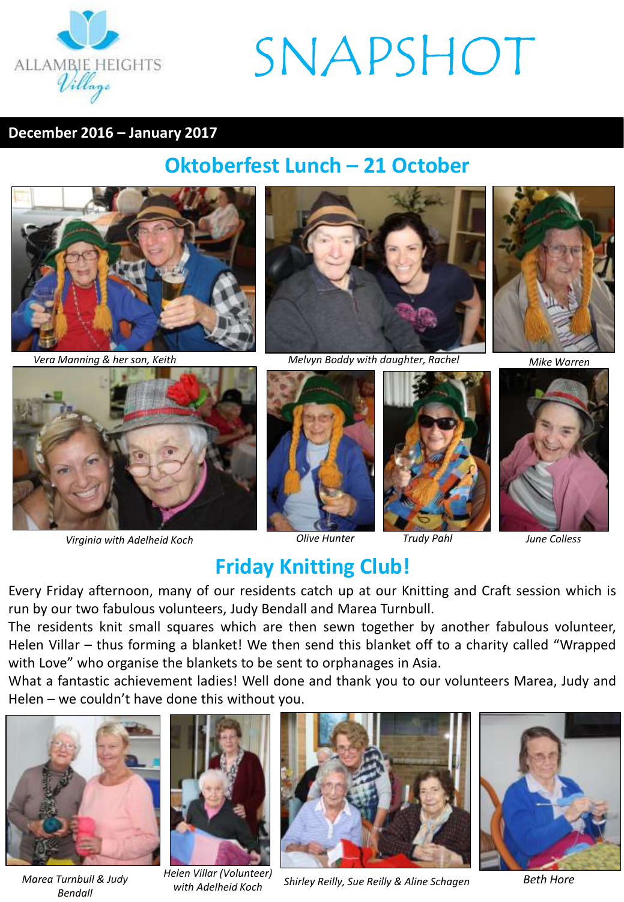ALLAMBIE HEIGHTS *Village*

# SNAPSHOT

**December 2016 – January 2017**

## Oktoberfest Lunch – 21 October

*Vera Manning & her son, Keith*

*Melvyn Boddy with daughter, Rachel*

*Mike Warren*

*Virginia with Adelheid Koch*

*Olive Hunter*

*Trudy Pahl*

*June Colless*

## Friday Knitting Club!

Every Friday afternoon, many of our residents catch up at our Knitting and Craft session which is run by our two fabulous volunteers, Judy Bendall and Marea Turnbull.

The residents knit small squares which are then sewn together by another fabulous volunteer, Helen Villar – thus forming a blanket! We then send this blanket off to a charity called "Wrapped with Love" who organise the blankets to be sent to orphanages in Asia.

What a fantastic achievement ladies! Well done and thank you to our volunteers Marea, Judy and Helen – we couldn't have done this without you.

*Marea Turnbull & Judy Bendall*

*Helen Villar (Volunteer) with Adelheid Koch*

*Shirley Reilly, Sue Reilly & Aline Schagen*

*Beth Hore*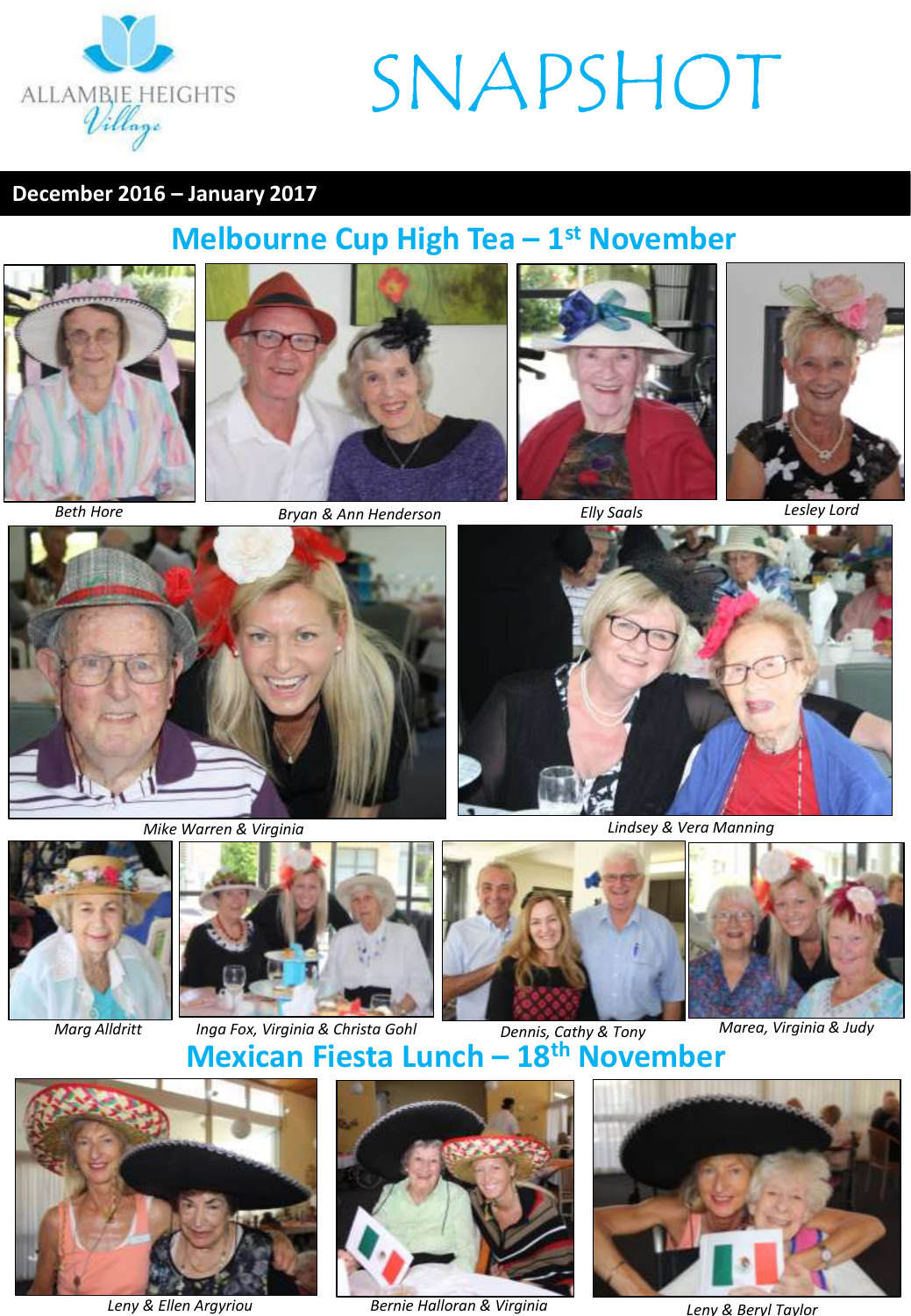ALLAMBIE HEIGHTS *Village*

# SNAPSHOT

**December 2016 – January 2017**

## Melbourne Cup High Tea – 1st November

*Beth Hore*

*Bryan & Ann Henderson*

*Elly Saals*

*Lesley Lord*

*Mike Warren & Virginia*

*Lindsey & Vera Manning*

*Marg Alldritt*

*Inga Fox, Virginia & Christa Gohl*

*Dennis, Cathy & Tony*

*Marea, Virginia & Judy*

## Mexican Fiesta Lunch – 18th November

*Leny & Ellen Argyriou*

*Bernie Halloran & Virginia*

*Leny & Beryl Taylor*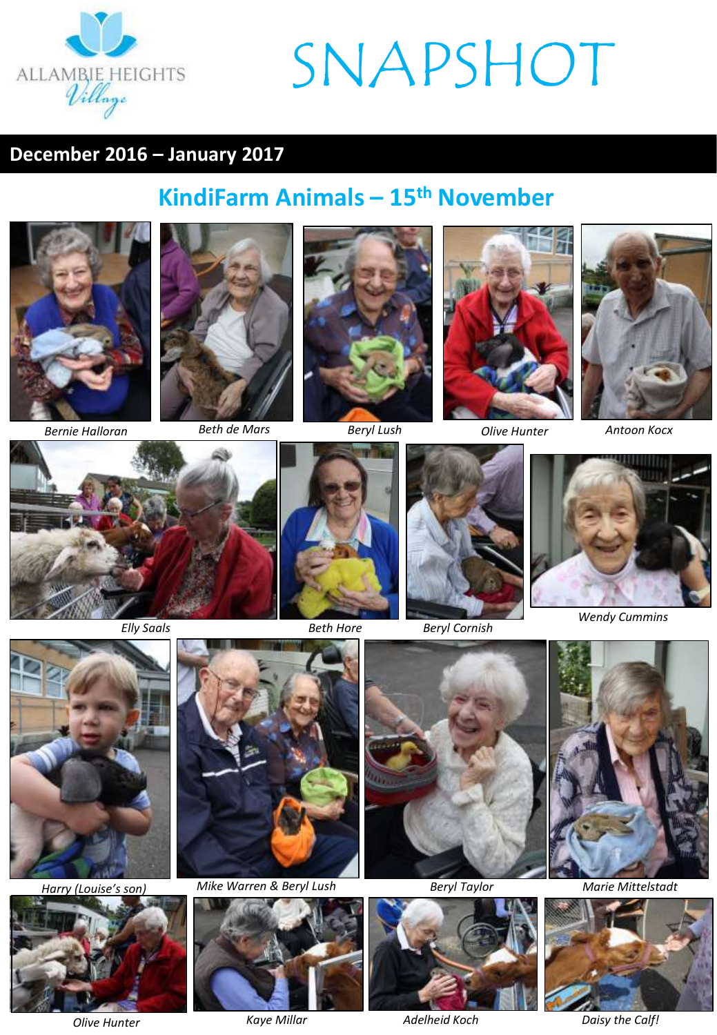ALLAMBIE HEIGHTS *Village*

# SNAPSHOT

## December 2016 – January 2017

## KindiFarm Animals – 15th November

*Bernie Halloran*

*Beth de Mars*

*Beryl Lush*

*Olive Hunter*

*Antoon Kocx*

*Elly Saals*

*Beth Hore*

*Beryl Cornish*

*Wendy Cummins*

*Harry (Louise's son)*

*Mike Warren & Beryl Lush*

*Beryl Taylor*

*Marie Mittelstadt*

*Olive Hunter*

*Kaye Millar*

*Adelheid Koch*

*Daisy the Calf!*